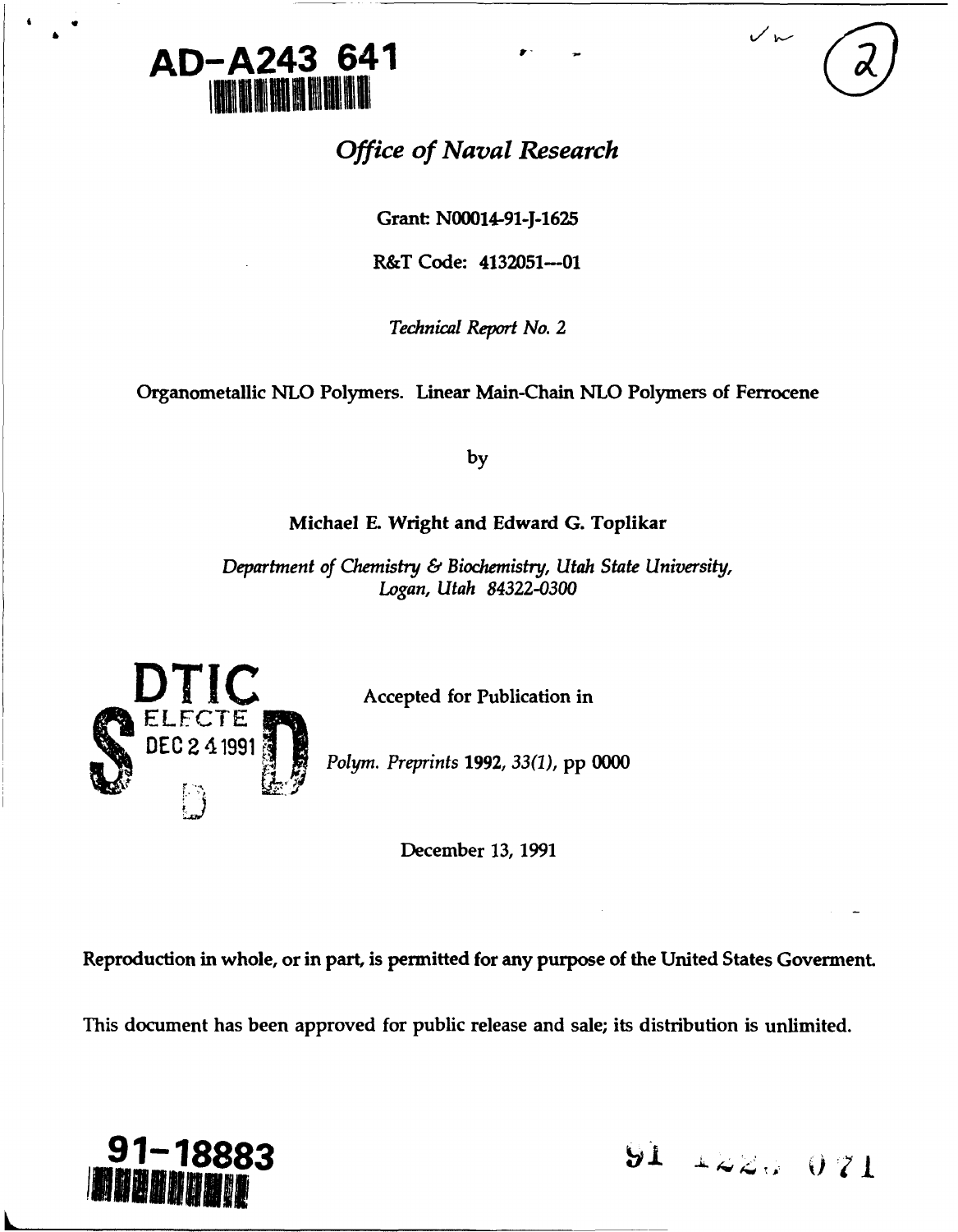AD-A243 641

*Office of Naval Research*

Grant: N00014-91-J-1625

R&T Code: 4132051---01

*Technical Report No. 2*

Organometallic NLO Polymers. Linear Main-Chain NLO Polymers of Ferrocene

by

Michael E. Wright and Edward G. Toplikar

*Department of Chemistry & Biochemistry, Utah State University, Logan, Utah 84322-0300*

DTIC ELECTE DEC 24 1991

Accepted for Publication in

*Polym. Preprints* **1992**, *33(1)*, pp 0000

December 13, 1991

**Reproduction in whole, or in part, is permitted for any purpose of the United States Goverment.**

This document has been approved for public release and sale; its distribution is unlimited.

91-18883

91 12 24 071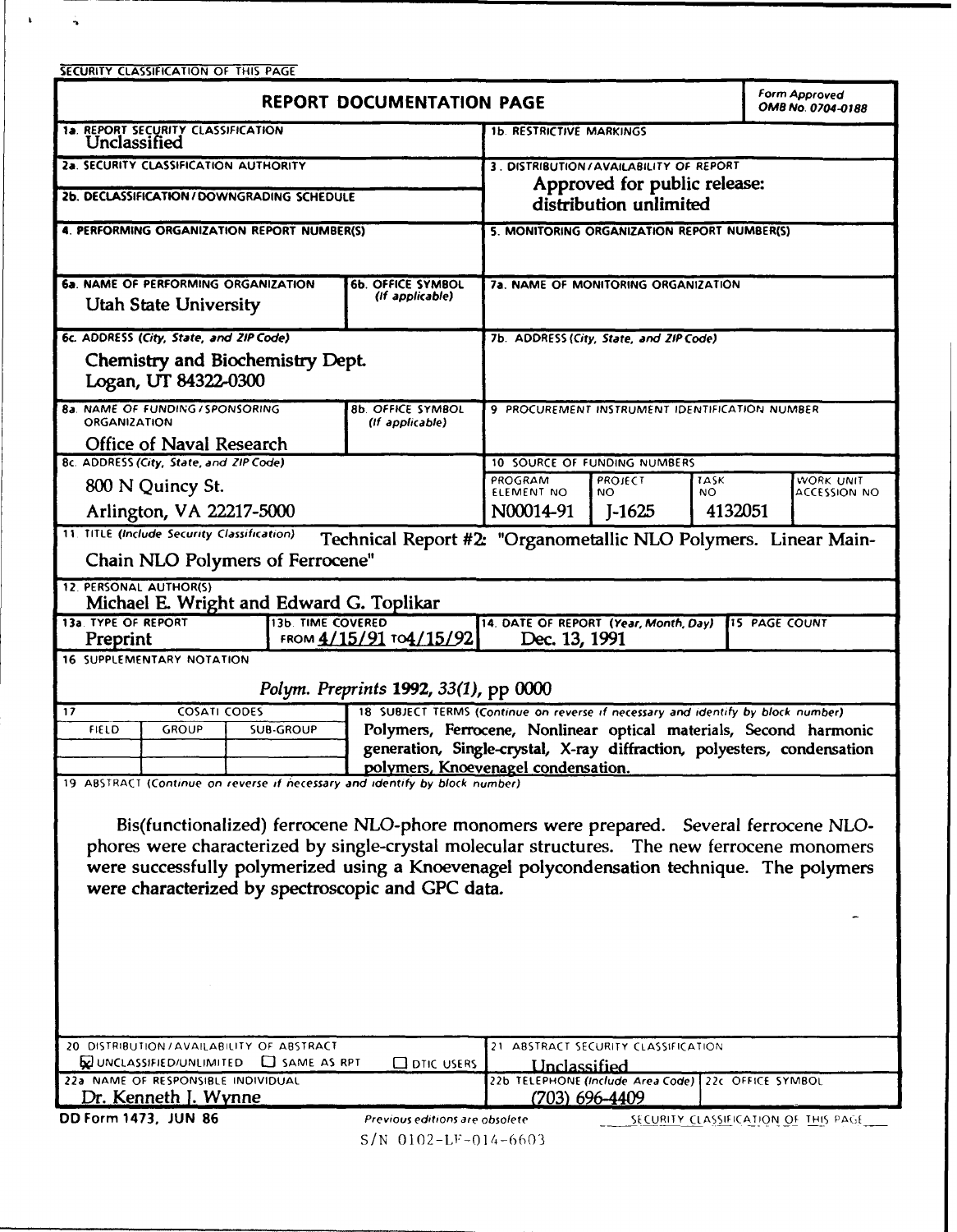SECURITY CLASSIFICATION OF THIS PAGE

# REPORT DOCUMENTATION PAGE

Form Approved OMB No. 0704-0188

| | |
|---|---|
| 1a. REPORT SECURITY CLASSIFICATION: Unclassified | 1b. RESTRICTIVE MARKINGS |
| 2a. SECURITY CLASSIFICATION AUTHORITY | 3. DISTRIBUTION/AVAILABILITY OF REPORT: Approved for public release: distribution unlimited |
| 2b. DECLASSIFICATION/DOWNGRADING SCHEDULE | |
| 4. PERFORMING ORGANIZATION REPORT NUMBER(S) | 5. MONITORING ORGANIZATION REPORT NUMBER(S) |
| 6a. NAME OF PERFORMING ORGANIZATION: Utah State University; 6b. OFFICE SYMBOL (If applicable) | 7a. NAME OF MONITORING ORGANIZATION |
| 6c. ADDRESS (City, State, and ZIP Code): Chemistry and Biochemistry Dept. Logan, UT 84322-0300 | 7b. ADDRESS (City, State, and ZIP Code) |
| 8a. NAME OF FUNDING/SPONSORING ORGANIZATION: Office of Naval Research; 8b. OFFICE SYMBOL (If applicable) | 9. PROCUREMENT INSTRUMENT IDENTIFICATION NUMBER |
| 8c. ADDRESS (City, State, and ZIP Code): 800 N Quincy St. Arlington, VA 22217-5000 | 10. SOURCE OF FUNDING NUMBERS |

| PROGRAM ELEMENT NO | PROJECT NO | TASK NO | WORK UNIT ACCESSION NO |
|---|---|---|---|
| N00014-91 | J-1625 | 4132051 | |

11. TITLE (Include Security Classification) Technical Report #2: "Organometallic NLO Polymers. Linear Main-Chain NLO Polymers of Ferrocene"

12. PERSONAL AUTHOR(S) Michael E. Wright and Edward G. Toplikar

| 13a. TYPE OF REPORT | 13b. TIME COVERED | 14. DATE OF REPORT (Year, Month, Day) | 15. PAGE COUNT |
|---|---|---|---|
| Preprint | FROM 4/15/91 TO 4/15/92 | Dec. 13, 1991 | |

16. SUPPLEMENTARY NOTATION

*Polym. Preprints* **1992**, *33(1)*, pp 0000

| 17. COSATI CODES | | | 18. SUBJECT TERMS (Continue on reverse if necessary and identify by block number) |
|---|---|---|---|
| FIELD | GROUP | SUB-GROUP | Polymers, Ferrocene, Nonlinear optical materials, Second harmonic generation, Single-crystal, X-ray diffraction, polyesters, condensation polymers, Knoevenagel condensation. |

19. ABSTRACT (Continue on reverse if necessary and identify by block number)

Bis(functionalized) ferrocene NLO-phore monomers were prepared. Several ferrocene NLO-phores were characterized by single-crystal molecular structures. The new ferrocene monomers were successfully polymerized using a Knoevenagel polycondensation technique. The polymers were characterized by spectroscopic and GPC data.

| | |
|---|---|
| 20. DISTRIBUTION/AVAILABILITY OF ABSTRACT: ☒ UNCLASSIFIED/UNLIMITED ☐ SAME AS RPT ☐ DTIC USERS | 21. ABSTRACT SECURITY CLASSIFICATION: Unclassified |
| 22a. NAME OF RESPONSIBLE INDIVIDUAL: Dr. Kenneth J. Wynne | 22b. TELEPHONE (Include Area Code): (703) 696-4409; 22c. OFFICE SYMBOL |

DD Form 1473, JUN 86 — Previous editions are obsolete — SECURITY CLASSIFICATION OF THIS PAGE

S/N 0102-LF-014-6603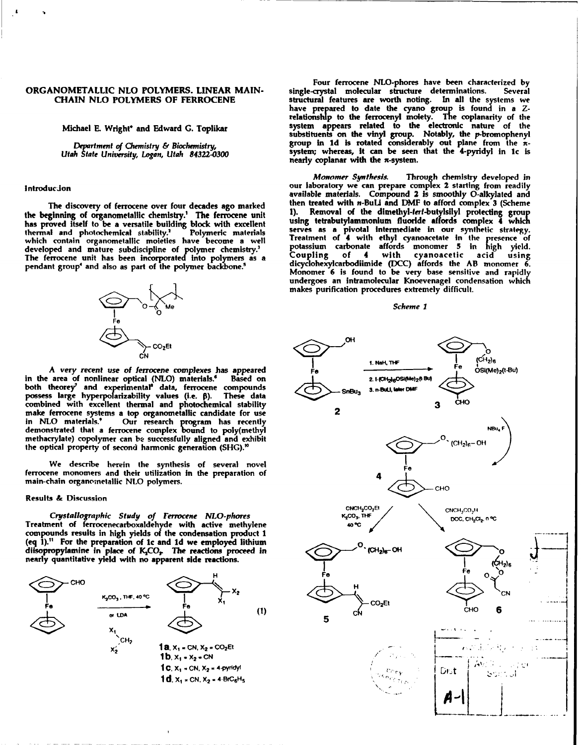# ORGANOMETALLIC NLO POLYMERS. LINEAR MAIN-CHAIN NLO POLYMERS OF FERROCENE

Michael E. Wright* and Edward G. Toplikar

*Department of Chemistry & Biochemistry, Utah State University, Logan, Utah 84322-0300*

## Introduction

The discovery of ferrocene over four decades ago marked the beginning of organometallic chemistry.[1] The ferrocene unit has proved itself to be a versatile building block with excellent thermal and photochemical stability.[2] Polymeric materials which contain organometallic moieties have become a well developed and mature subdiscipline of polymer chemistry.[3] The ferrocene unit has been incorporated into polymers as a pendant group[4] and also as part of the polymer backbone.[5]

A *very recent use of ferrocene complexes* has appeared in the area of nonlinear optical (NLO) materials.[6] Based on both theory[7] and experimental[8] data, ferrocene compounds possess large hyperpolarizability values (i.e. β). These data combined with excellent thermal and photochemical stability make ferrocene systems a top organometallic candidate for use in NLO materials.[9] Our research program has recently demonstrated that a ferrocene complex bound to poly(methyl methacrylate) copolymer can be successfully aligned and exhibit the optical property of second harmonic generation (SHG).[10]

We describe herein the synthesis of several novel ferrocene monomers and their utilization in the preparation of main-chain organometallic NLO polymers.

## Results & Discussion

*Crystallographic Study of Ferrocene NLO-phores*
Treatment of ferrocenecarboxaldehyde with active methylene compounds results in high yields of the condensation product 1 (eq 1).[11] For the preparation of 1c and 1d we employed lithium diisopropylamine in place of $K_2CO_3$. The reactions proceed in nearly quantitative yield with no apparent side reactions.

$K_2CO_3$, THF, 40 °C or LDA; $X_1CH_2X_2$ (1)

**1a**, $X_1$ = CN, $X_2$ = $CO_2Et$
**1b**, $X_1$ = $X_2$ = CN
**1c**, $X_1$ = CN, $X_2$ = 4-pyridyl
**1d**, $X_1$ = CN, $X_2$ = 4-$BrC_6H_5$

Four ferrocene NLO-phores have been characterized by single-crystal molecular structure determinations. Several structural features are worth noting. In all the systems we have prepared to date the cyano group is found in a Z-relationship to the ferrocenyl moiety. The coplanarity of the system appears related to the electronic nature of the substituents on the vinyl group. Notably, the *p*-bromophenyl group in 1d is rotated considerably out plane from the π-system; whereas, it can be seen that the 4-pyridyl in 1c is nearly coplanar with the π-system.

*Monomer Synthesis.* Through chemistry developed in our laboratory we can prepare complex 2 starting from readily available materials. Compound 2 is smoothly O-alkylated and then treated with *n*-BuLi and DMF to afford complex 3 (Scheme 1). Removal of the dimethyl-*tert*-butylsilyl protecting group using tetrabutylammonium fluoride affords complex 4 which serves as a pivotal intermediate in our synthetic strategy. Treatment of 4 with ethyl cyanoacetate in the presence of potassium carbonate affords monomer 5 in high yield. Coupling of 4 with cyanoacetic acid using dicyclohexylcarbodiimide (DCC) affords the AB monomer 6. Monomer 6 is found to be very base sensitive and rapidly undergoes an intramolecular Knoevenagel condensation which makes purification procedures extremely difficult.

*Scheme 1*

2 → (1. NaH, THF; 2. $I(CH_2)_6OSi(Me)_2(t\text{-}Bu)$; 3. *n*-BuLi, later DMF) → 3 → ($NBu_4F$) → 4

4 → ($CNCH_2CO_2Et$, $K_2CO_3$, THF, 40 °C) → 5

4 → ($CNCH_2CO_2H$, DCC, $CH_2Cl_2$, 0 °C) → 6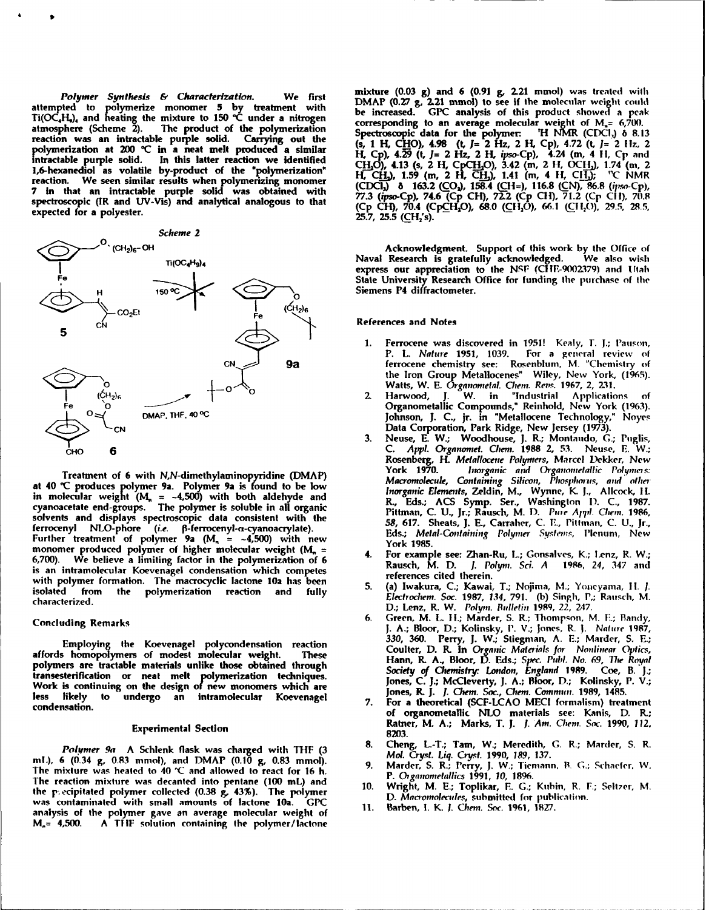*Polymer Synthesis & Characterization.* We first attempted to polymerize monomer **5** by treatment with $Ti(OC_4H_9)_4$ and heating the mixture to 150 °C under a nitrogen atmosphere (Scheme 2). The product of the polymerization reaction was an intractable purple solid. Carrying out the polymerization at 200 °C in a neat melt produced a similar intractable purple solid. In this latter reaction we identified 1,6-hexanediol as volatile by-product of the "polymerization" reaction. We seen similar results when polymerizing monomer **7** in that an intractable purple solid was obtained with spectroscopic (IR and UV-Vis) and analytical analogous to that expected for a polyester.

*Scheme 2*

$Ti(OC_4H_9)_4$

150 °C

**5**

**9a**

DMAP, THF, 40 °C

**6**

Treatment of **6** with *N,N*-dimethylaminopyridine (DMAP) at 40 °C produces polymer **9a**. Polymer **9a** is found to be low in molecular weight ($M_n$ = ~4,500) with both aldehyde and cyanoacetate end-groups. The polymer is soluble in all organic solvents and displays spectroscopic data consistent with the ferrocenyl NLO-phore (*i.e.* β-ferrocenyl-α-cyanoacrylate). Further treatment of polymer **9a** ($M_n$ = ~4,500) with new monomer produced polymer of higher molecular weight ($M_n$ = 6,700). We believe a limiting factor in the polymerization of **6** is an intramolecular Koevenagel condensation which competes with polymer formation. The macrocyclic lactone **10a** has been isolated from the polymerization reaction and fully characterized.

## Concluding Remarks

Employing the Koevenagel polycondensation reaction affords homopolymers of modest molecular weight. These polymers are tractable materials unlike those obtained through transesterification or neat melt polymerization techniques. Work is continuing on the design of new monomers which are less likely to undergo an intramolecular Koevenagel condensation.

## Experimental Section

*Polymer 9a* A Schlenk flask was charged with THF (3 mL), **6** (0.34 g, 0.83 mmol), and DMAP (0.10 g, 0.83 mmol). The mixture was heated to 40 °C and allowed to react for 16 h. The reaction mixture was decanted into pentane (100 mL) and the precipitated polymer collected (0.38 g, 43%). The polymer was contaminated with small amounts of lactone **10a**. GPC analysis of the polymer gave an average molecular weight of $M_n$= 4,500. A THF solution containing the polymer/lactone mixture (0.03 g) and **6** (0.91 g, 2.21 mmol) was treated with DMAP (0.27 g, 2.21 mmol) to see if the molecular weight could be increased. GPC analysis of this product showed a peak corresponding to an average molecular weight of $M_n$= 6,700. Spectroscopic data for the polymer: $^1H$ NMR ($CDCl_3$) δ 8.13 (s, 1 H, CHO), 4.98 (t, *J*= 2 Hz, 2 H, Cp), 4.72 (t, *J*= 2 Hz, 2 H, Cp), 4.29 (t, *J*= 2 Hz, 2 H, *ipso*-Cp), 4.24 (m, 4 H, Cp and $CH_2O$), 4.13 (s, 2 H, $CpCH_2O$), 3.42 (m, 2 H, $OCH_2$), 1.74 (m, 2 H, $CH_2$), 1.59 (m, 2 H, $CH_2$), 1.41 (m, 4 H, $CH_2$); $^{13}C$ NMR ($CDCl_3$) δ 163.2 ($CO_2$), 158.4 (CH=), 116.8 (CN), 86.8 (*ipso*-Cp), 77.3 (*ipso*-Cp), 74.6 (Cp CH), 72.2 (Cp CH), 71.2 (Cp CH), 70.8 (Cp CH), 70.4 ($CpCH_2O$), 68.0 ($CH_2O$), 66.1 ($CH_2O$), 29.5, 28.5, 25.7, 25.5 ($CH_2$'s).

**Acknowledgment.** Support of this work by the Office of Naval Research is gratefully acknowledged. We also wish express our appreciation to the NSF (CHE-9002379) and Utah State University Research Office for funding the purchase of the Siemens P4 diffractometer.

## References and Notes

1. Ferrocene was discovered in 1951! Kealy, T. J.; Pauson, P. L. *Nature* **1951**, 1039. For a general review of ferrocene chemistry see: Rosenblum, M. "Chemistry of the Iron Group Metallocenes" Wiley, New York, (1965). Watts, W. E. *Organometal. Chem. Revs.* **1967**, *2*, 231.
2. Harwood, J. W. in "Industrial Applications of Organometallic Compounds," Reinhold, New York (1963). Johnson, J. C., jr. in "Metallocene Technology," Noyes Data Corporation, Park Ridge, New Jersey (1973).
3. Neuse, E. W.; Woodhouse, J. R.; Montaudo, G.; Puglis, C. *Appl. Organomet. Chem.* **1988** *2*, 53. Neuse, E. W.; Rosenberg, H. *Metallocene Polymers*, Marcel Dekker, New York 1970. *Inorganic and Organometallic Polymers: Macromolecule, Containing Silicon, Phosphorus, and other Inorganic Elements*, Zeldin, M., Wynne, K. J., Allcock, H. R., Eds.; ACS Symp. Ser., Washington D. C., 1987. Pittman, C. U., Jr.; Rausch, M. D. *Pure Appl. Chem.* **1986**, *58*, 617. Sheats, J. E., Carraher, C. E., Pittman, C. U., Jr., Eds.; *Metal-Containing Polymer Systems*, Plenum, New York 1985.
4. For example see: Zhan-Ru, L.; Gonsalves, K.; Lenz, R. W.; Rausch, M. D. *J. Polym. Sci. A* **1986**, *24*, 347 and references cited therein.
5. (a) Iwakura, C.; Kawai, T.; Nojima, M.; Yoneyama, H. *J. Electrochem. Soc.* **1987**, *134*, 791. (b) Singh, P.; Rausch, M. D.; Lenz, R. W. *Polym. Bulletin* **1989**, *22*, 247.
6. Green, M. L. H.; Marder, S. R.; Thompson, M. E.; Bandy, J. A.; Bloor, D.; Kolinsky, P. V.; Jones, R. J. *Nature* **1987**, *330*, 360. Perry, J. W.; Stiegman, A. E.; Marder, S. E.; Coulter, D. R. In *Organic Materials for Nonlinear Optics*, Hann, R. A., Bloor, D. Eds.; *Spec. Publ. No. 69, The Royal Society of Chemistry: London, England* **1989**. Coe, B. J.; Jones, C. J.; McCleverty, J. A.; Bloor, D.; Kolinsky, P. V.; Jones, R. J. *J. Chem. Soc., Chem. Commun.* **1989**, 1485.
7. For a theoretical (SCF-LCAO MECI formalism) treatment of organometallic NLO materials see: Kanis, D. R.; Ratner, M. A.; Marks, T. J. *J. Am. Chem. Soc.* **1990**, *112*, 8203.
8. Cheng, L.-T.; Tam, W.; Meredith, G. R.; Marder, S. R. *Mol. Cryst. Liq. Cryst.* **1990**, *189*, 137.
9. Marder, S. R.; Perry, J. W.; Tiemann, B. G.; Schaefer, W. P. *Organometallics* **1991**, *10*, 1896.
10. Wright, M. E.; Toplikar, E. G.; Kubin, R. F.; Seltzer, M. D. *Macromolecules*, submitted for publication.
11. Barben, I. K. *J. Chem. Soc.* **1961**, 1827.